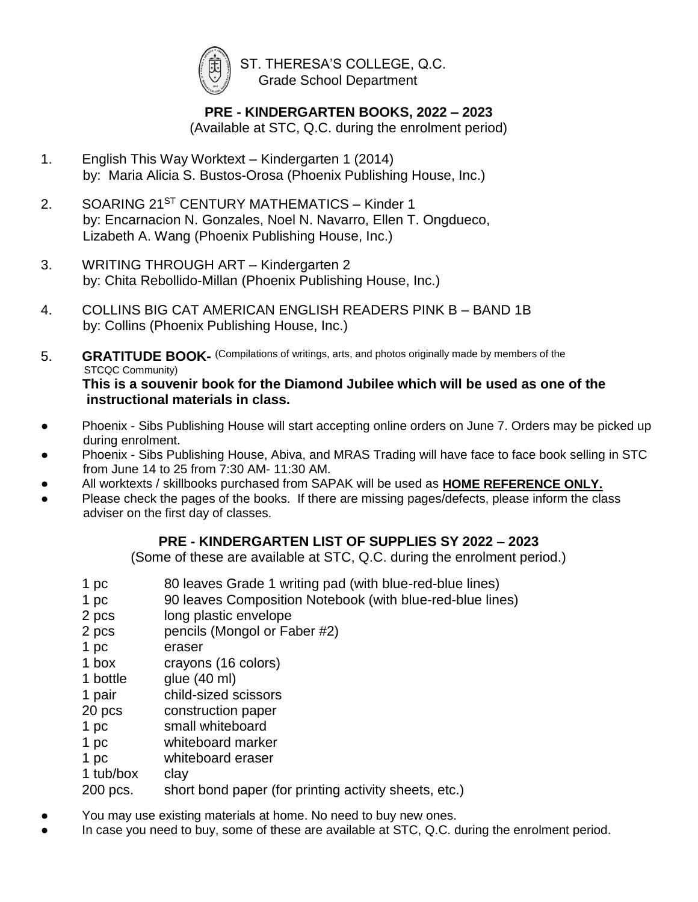ST. THERESA'S COLLEGE, Q.C.
Grade School Department

## PRE - KINDERGARTEN BOOKS, 2022 – 2023

(Available at STC, Q.C. during the enrolment period)

1. English This Way Worktext – Kindergarten 1 (2014)
   by: Maria Alicia S. Bustos-Orosa (Phoenix Publishing House, Inc.)

2. SOARING 21ST CENTURY MATHEMATICS – Kinder 1
   by: Encarnacion N. Gonzales, Noel N. Navarro, Ellen T. Ongdueco, Lizabeth A. Wang (Phoenix Publishing House, Inc.)

3. WRITING THROUGH ART – Kindergarten 2
   by: Chita Rebollido-Millan (Phoenix Publishing House, Inc.)

4. COLLINS BIG CAT AMERICAN ENGLISH READERS PINK B – BAND 1B
   by: Collins (Phoenix Publishing House, Inc.)

5. **GRATITUDE BOOK-** (Compilations of writings, arts, and photos originally made by members of the STCQC Community)
   **This is a souvenir book for the Diamond Jubilee which will be used as one of the instructional materials in class.**

- Phoenix - Sibs Publishing House will start accepting online orders on June 7. Orders may be picked up during enrolment.
- Phoenix - Sibs Publishing House, Abiva, and MRAS Trading will have face to face book selling in STC from June 14 to 25 from 7:30 AM- 11:30 AM.
- All worktexts / skillbooks purchased from SAPAK will be used as **HOME REFERENCE ONLY.**
- Please check the pages of the books. If there are missing pages/defects, please inform the class adviser on the first day of classes.

## PRE - KINDERGARTEN LIST OF SUPPLIES SY 2022 – 2023

(Some of these are available at STC, Q.C. during the enrolment period.)

| | |
|---|---|
| 1 pc | 80 leaves Grade 1 writing pad (with blue-red-blue lines) |
| 1 pc | 90 leaves Composition Notebook (with blue-red-blue lines) |
| 2 pcs | long plastic envelope |
| 2 pcs | pencils (Mongol or Faber #2) |
| 1 pc | eraser |
| 1 box | crayons (16 colors) |
| 1 bottle | glue (40 ml) |
| 1 pair | child-sized scissors |
| 20 pcs | construction paper |
| 1 pc | small whiteboard |
| 1 pc | whiteboard marker |
| 1 pc | whiteboard eraser |
| 1 tub/box | clay |
| 200 pcs. | short bond paper (for printing activity sheets, etc.) |

- You may use existing materials at home. No need to buy new ones.
- In case you need to buy, some of these are available at STC, Q.C. during the enrolment period.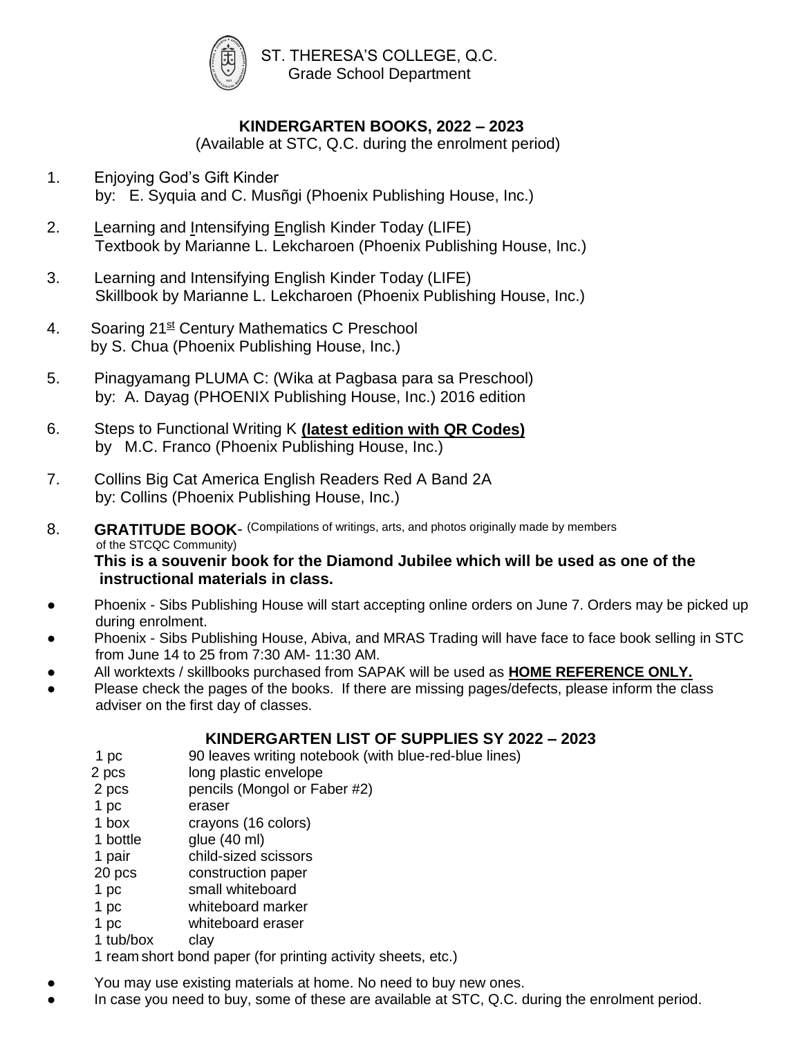ST. THERESA'S COLLEGE, Q.C.
Grade School Department

## KINDERGARTEN BOOKS, 2022 – 2023

(Available at STC, Q.C. during the enrolment period)

1. Enjoying God's Gift Kinder
   by: E. Syquia and C. Musñgi (Phoenix Publishing House, Inc.)
2. Learning and Intensifying English Kinder Today (LIFE)
   Textbook by Marianne L. Lekcharoen (Phoenix Publishing House, Inc.)
3. Learning and Intensifying English Kinder Today (LIFE)
   Skillbook by Marianne L. Lekcharoen (Phoenix Publishing House, Inc.)
4. Soaring 21st Century Mathematics C Preschool
   by S. Chua (Phoenix Publishing House, Inc.)
5. Pinagyamang PLUMA C: (Wika at Pagbasa para sa Preschool)
   by: A. Dayag (PHOENIX Publishing House, Inc.) 2016 edition
6. Steps to Functional Writing K **(latest edition with QR Codes)**
   by M.C. Franco (Phoenix Publishing House, Inc.)
7. Collins Big Cat America English Readers Red A Band 2A
   by: Collins (Phoenix Publishing House, Inc.)
8. **GRATITUDE BOOK**- (Compilations of writings, arts, and photos originally made by members of the STCQC Community)
   **This is a souvenir book for the Diamond Jubilee which will be used as one of the instructional materials in class.**

- Phoenix - Sibs Publishing House will start accepting online orders on June 7. Orders may be picked up during enrolment.
- Phoenix - Sibs Publishing House, Abiva, and MRAS Trading will have face to face book selling in STC from June 14 to 25 from 7:30 AM- 11:30 AM.
- All worktexts / skillbooks purchased from SAPAK will be used as **HOME REFERENCE ONLY.**
- Please check the pages of the books. If there are missing pages/defects, please inform the class adviser on the first day of classes.

## KINDERGARTEN LIST OF SUPPLIES SY 2022 – 2023

| | |
|---|---|
| 1 pc | 90 leaves writing notebook (with blue-red-blue lines) |
| 2 pcs | long plastic envelope |
| 2 pcs | pencils (Mongol or Faber #2) |
| 1 pc | eraser |
| 1 box | crayons (16 colors) |
| 1 bottle | glue (40 ml) |
| 1 pair | child-sized scissors |
| 20 pcs | construction paper |
| 1 pc | small whiteboard |
| 1 pc | whiteboard marker |
| 1 pc | whiteboard eraser |
| 1 tub/box | clay |
| 1 ream | short bond paper (for printing activity sheets, etc.) |

- You may use existing materials at home. No need to buy new ones.
- In case you need to buy, some of these are available at STC, Q.C. during the enrolment period.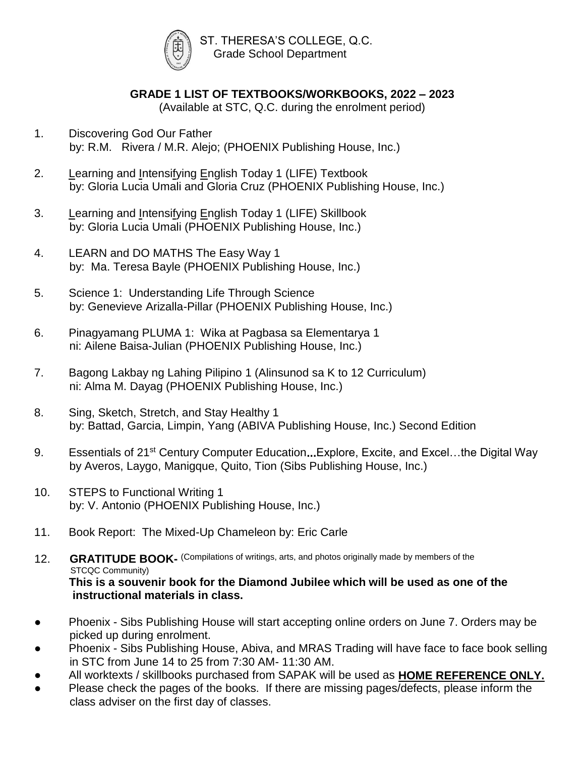ST. THERESA'S COLLEGE, Q.C.
Grade School Department

## GRADE 1 LIST OF TEXTBOOKS/WORKBOOKS, 2022 – 2023

(Available at STC, Q.C. during the enrolment period)

1. Discovering God Our Father
   by: R.M. Rivera / M.R. Alejo; (PHOENIX Publishing House, Inc.)

2. Learning and Intensifying English Today 1 (LIFE) Textbook
   by: Gloria Lucia Umali and Gloria Cruz (PHOENIX Publishing House, Inc.)

3. Learning and Intensifying English Today 1 (LIFE) Skillbook
   by: Gloria Lucia Umali (PHOENIX Publishing House, Inc.)

4. LEARN and DO MATHS The Easy Way 1
   by: Ma. Teresa Bayle (PHOENIX Publishing House, Inc.)

5. Science 1: Understanding Life Through Science
   by: Genevieve Arizalla-Pillar (PHOENIX Publishing House, Inc.)

6. Pinagyamang PLUMA 1: Wika at Pagbasa sa Elementarya 1
   ni: Ailene Baisa-Julian (PHOENIX Publishing House, Inc.)

7. Bagong Lakbay ng Lahing Pilipino 1 (Alinsunod sa K to 12 Curriculum)
   ni: Alma M. Dayag (PHOENIX Publishing House, Inc.)

8. Sing, Sketch, Stretch, and Stay Healthy 1
   by: Battad, Garcia, Limpin, Yang (ABIVA Publishing House, Inc.) Second Edition

9. Essentials of 21st Century Computer Education**...**Explore, Excite, and Excel…the Digital Way
   by Averos, Laygo, Manigque, Quito, Tion (Sibs Publishing House, Inc.)

10. STEPS to Functional Writing 1
    by: V. Antonio (PHOENIX Publishing House, Inc.)

11. Book Report: The Mixed-Up Chameleon by: Eric Carle

12. **GRATITUDE BOOK-** (Compilations of writings, arts, and photos originally made by members of the STCQC Community)
    **This is a souvenir book for the Diamond Jubilee which will be used as one of the instructional materials in class.**

- Phoenix - Sibs Publishing House will start accepting online orders on June 7. Orders may be picked up during enrolment.
- Phoenix - Sibs Publishing House, Abiva, and MRAS Trading will have face to face book selling in STC from June 14 to 25 from 7:30 AM- 11:30 AM.
- All worktexts / skillbooks purchased from SAPAK will be used as **HOME REFERENCE ONLY.**
- Please check the pages of the books. If there are missing pages/defects, please inform the class adviser on the first day of classes.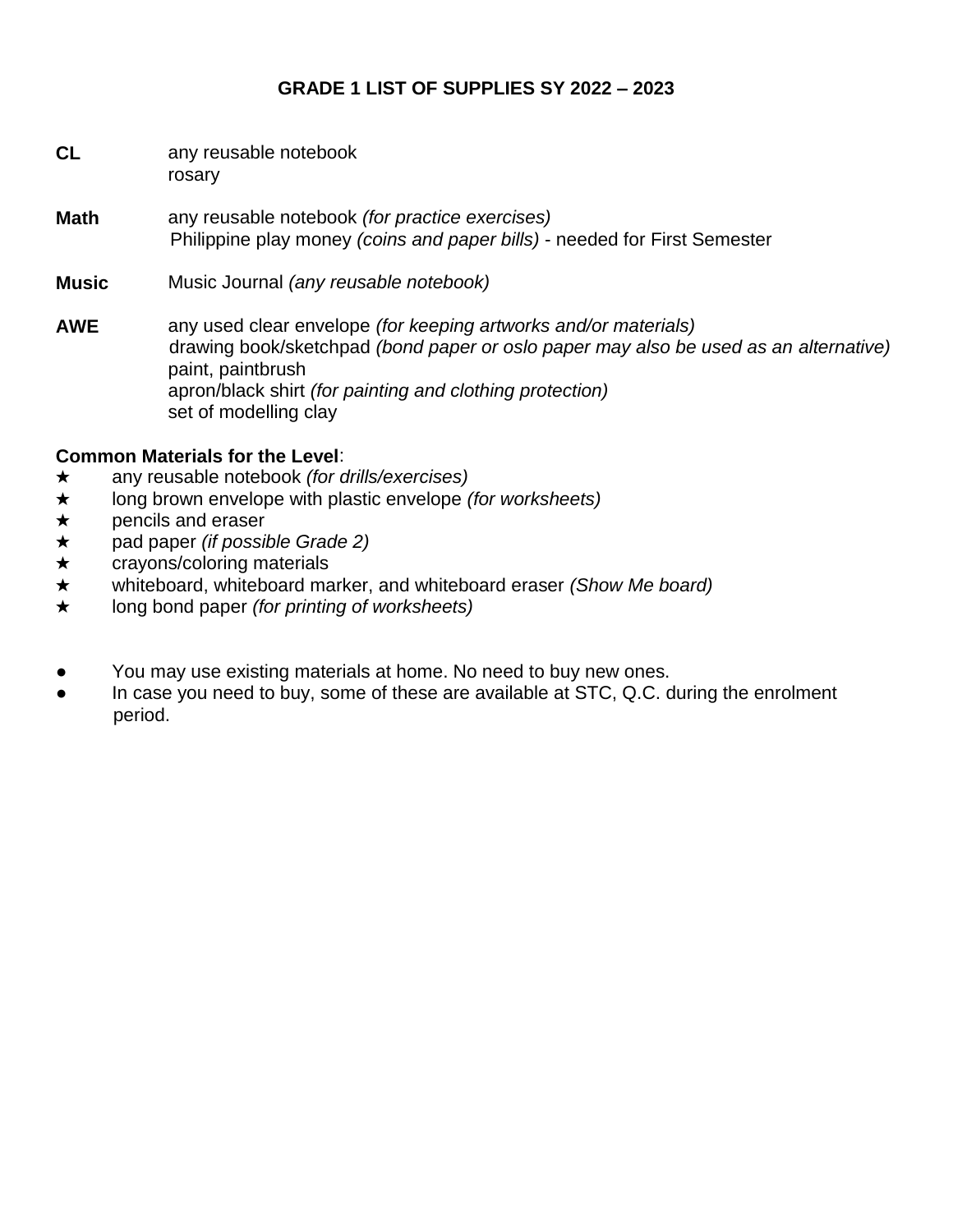# GRADE 1 LIST OF SUPPLIES SY 2022 – 2023

**CL**
any reusable notebook
rosary

**Math**
any reusable notebook *(for practice exercises)*
Philippine play money *(coins and paper bills)* - needed for First Semester

**Music**
Music Journal *(any reusable notebook)*

**AWE**
any used clear envelope *(for keeping artworks and/or materials)*
drawing book/sketchpad *(bond paper or oslo paper may also be used as an alternative)*
paint, paintbrush
apron/black shirt *(for painting and clothing protection)*
set of modelling clay

**Common Materials for the Level**:

- ★ any reusable notebook *(for drills/exercises)*
- ★ long brown envelope with plastic envelope *(for worksheets)*
- ★ pencils and eraser
- ★ pad paper *(if possible Grade 2)*
- ★ crayons/coloring materials
- ★ whiteboard, whiteboard marker, and whiteboard eraser *(Show Me board)*
- ★ long bond paper *(for printing of worksheets)*

- You may use existing materials at home. No need to buy new ones.
- In case you need to buy, some of these are available at STC, Q.C. during the enrolment period.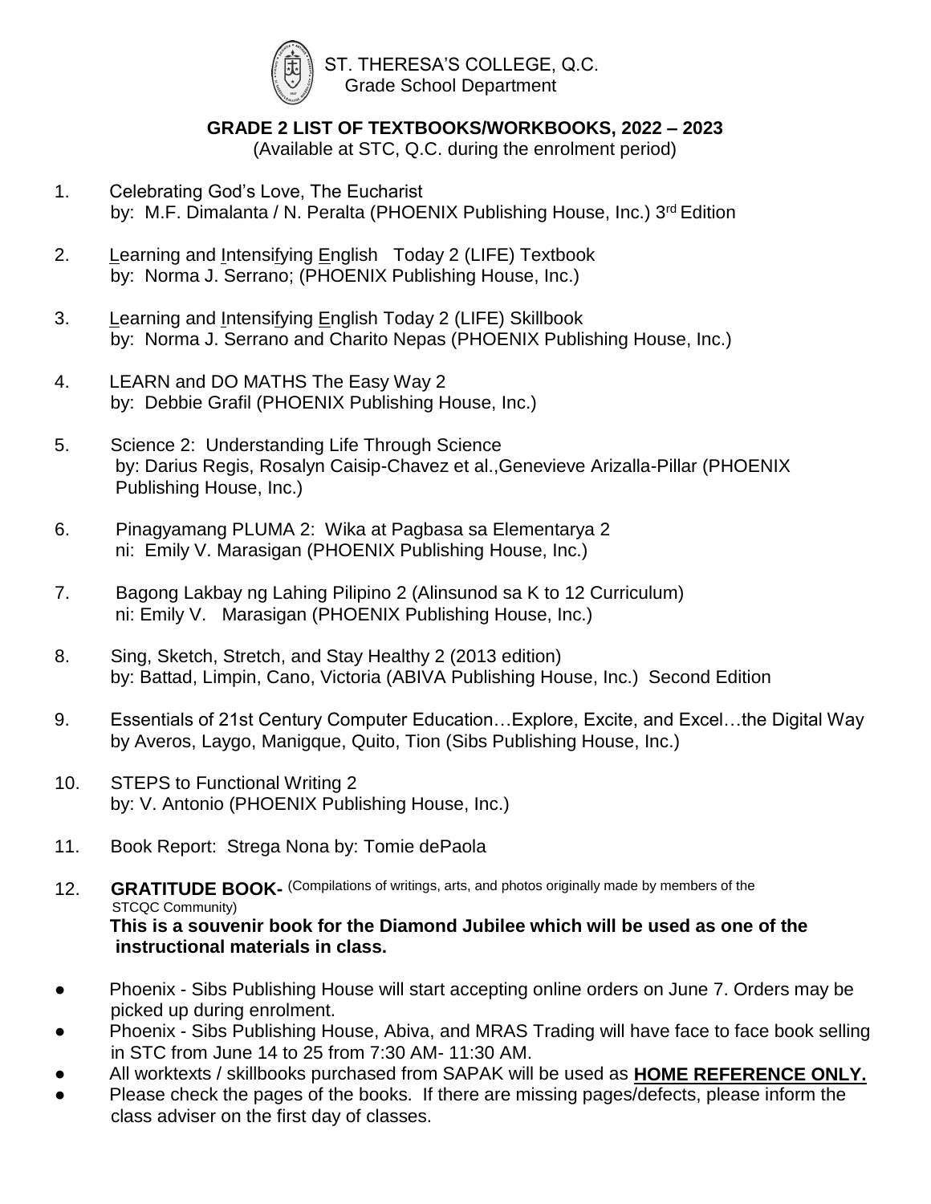ST. THERESA'S COLLEGE, Q.C.
Grade School Department

## GRADE 2 LIST OF TEXTBOOKS/WORKBOOKS, 2022 – 2023

(Available at STC, Q.C. during the enrolment period)

1. Celebrating God's Love, The Eucharist
   by: M.F. Dimalanta / N. Peralta (PHOENIX Publishing House, Inc.) 3rd Edition

2. Learning and Intensifying English Today 2 (LIFE) Textbook
   by: Norma J. Serrano; (PHOENIX Publishing House, Inc.)

3. Learning and Intensifying English Today 2 (LIFE) Skillbook
   by: Norma J. Serrano and Charito Nepas (PHOENIX Publishing House, Inc.)

4. LEARN and DO MATHS The Easy Way 2
   by: Debbie Grafil (PHOENIX Publishing House, Inc.)

5. Science 2: Understanding Life Through Science
   by: Darius Regis, Rosalyn Caisip-Chavez et al.,Genevieve Arizalla-Pillar (PHOENIX Publishing House, Inc.)

6. Pinagyamang PLUMA 2: Wika at Pagbasa sa Elementarya 2
   ni: Emily V. Marasigan (PHOENIX Publishing House, Inc.)

7. Bagong Lakbay ng Lahing Pilipino 2 (Alinsunod sa K to 12 Curriculum)
   ni: Emily V. Marasigan (PHOENIX Publishing House, Inc.)

8. Sing, Sketch, Stretch, and Stay Healthy 2 (2013 edition)
   by: Battad, Limpin, Cano, Victoria (ABIVA Publishing House, Inc.) Second Edition

9. Essentials of 21st Century Computer Education…Explore, Excite, and Excel…the Digital Way
   by Averos, Laygo, Manigque, Quito, Tion (Sibs Publishing House, Inc.)

10. STEPS to Functional Writing 2
    by: V. Antonio (PHOENIX Publishing House, Inc.)

11. Book Report: Strega Nona by: Tomie dePaola

12. **GRATITUDE BOOK-** (Compilations of writings, arts, and photos originally made by members of the STCQC Community)
    **This is a souvenir book for the Diamond Jubilee which will be used as one of the instructional materials in class.**

- Phoenix - Sibs Publishing House will start accepting online orders on June 7. Orders may be picked up during enrolment.
- Phoenix - Sibs Publishing House, Abiva, and MRAS Trading will have face to face book selling in STC from June 14 to 25 from 7:30 AM- 11:30 AM.
- All worktexts / skillbooks purchased from SAPAK will be used as **HOME REFERENCE ONLY.**
- Please check the pages of the books. If there are missing pages/defects, please inform the class adviser on the first day of classes.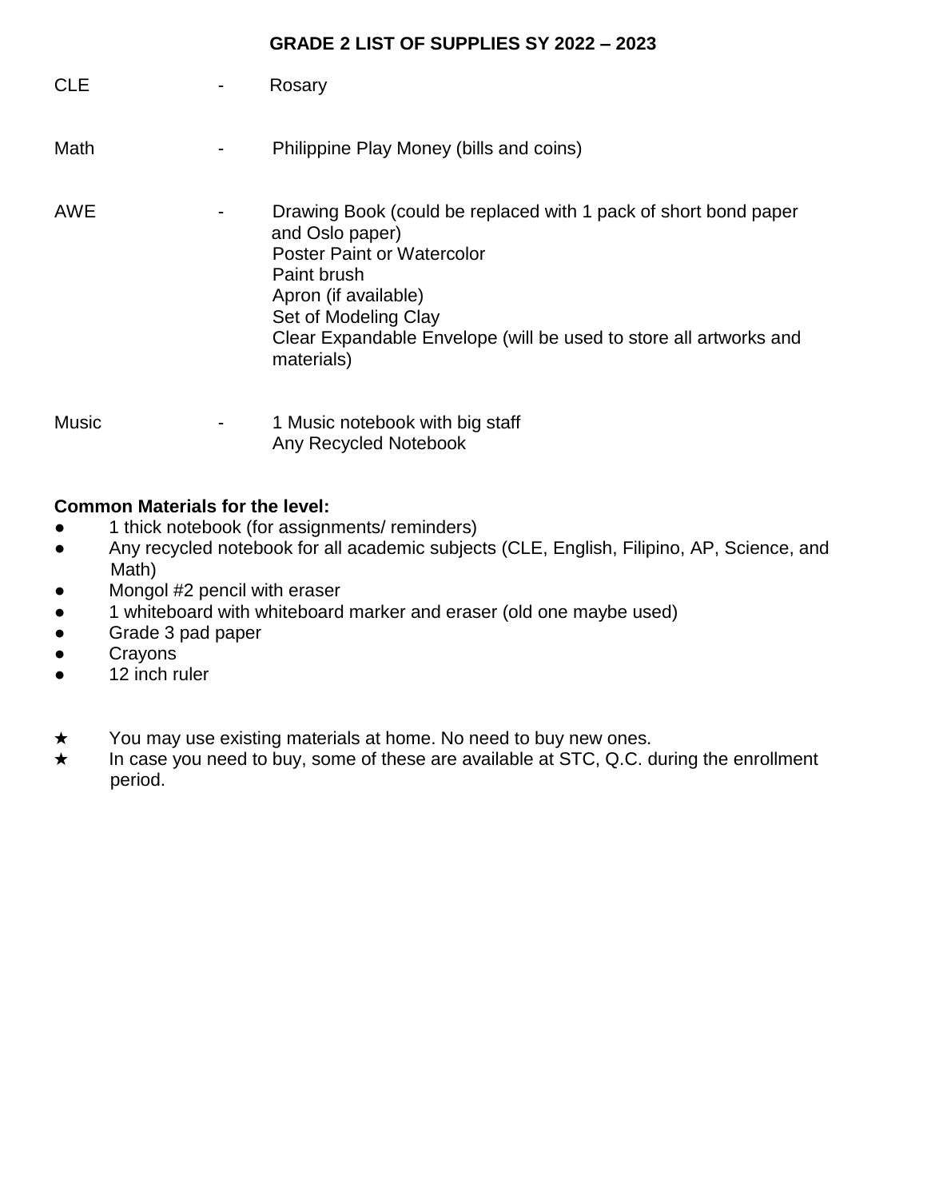## GRADE 2 LIST OF SUPPLIES SY 2022 – 2023

| | | |
|---|---|---|
| CLE | - | Rosary |
| Math | - | Philippine Play Money (bills and coins) |
| AWE | - | Drawing Book (could be replaced with 1 pack of short bond paper and Oslo paper)<br>Poster Paint or Watercolor<br>Paint brush<br>Apron (if available)<br>Set of Modeling Clay<br>Clear Expandable Envelope (will be used to store all artworks and materials) |
| Music | - | 1 Music notebook with big staff<br>Any Recycled Notebook |

**Common Materials for the level:**

- 1 thick notebook (for assignments/ reminders)
- Any recycled notebook for all academic subjects (CLE, English, Filipino, AP, Science, and Math)
- Mongol #2 pencil with eraser
- 1 whiteboard with whiteboard marker and eraser (old one maybe used)
- Grade 3 pad paper
- Crayons
- 12 inch ruler

★ You may use existing materials at home. No need to buy new ones.
★ In case you need to buy, some of these are available at STC, Q.C. during the enrollment period.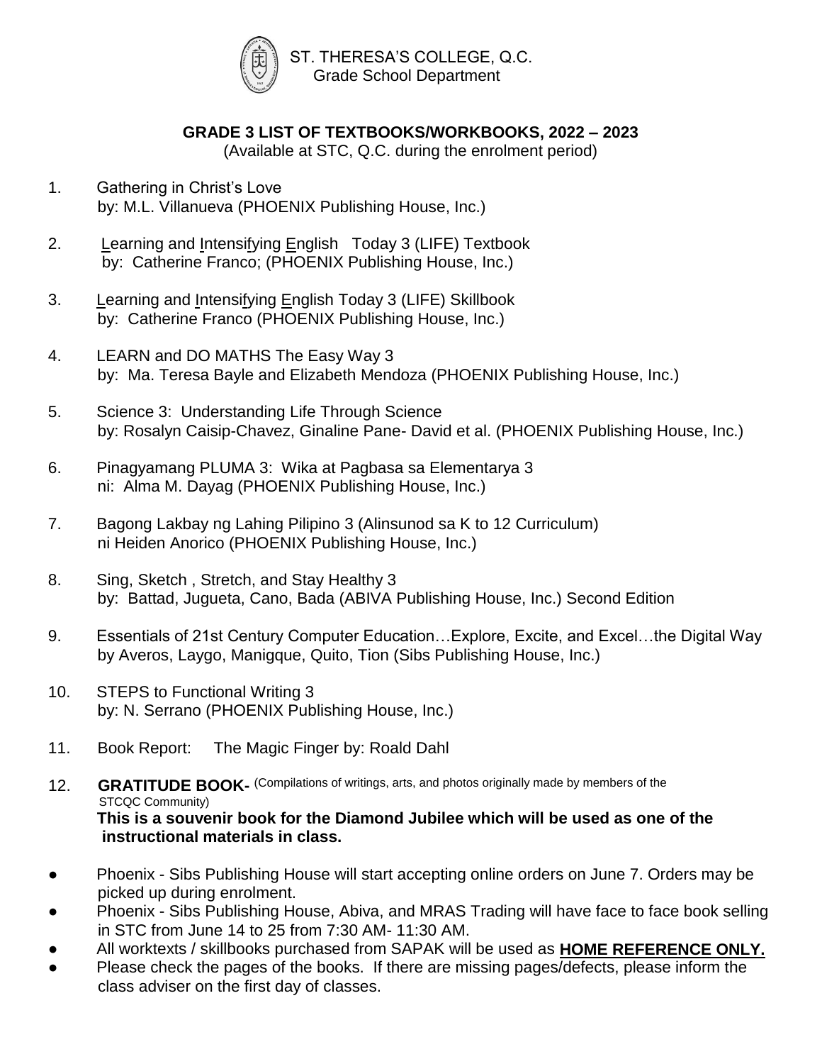ST. THERESA'S COLLEGE, Q.C.
Grade School Department

## GRADE 3 LIST OF TEXTBOOKS/WORKBOOKS, 2022 – 2023

(Available at STC, Q.C. during the enrolment period)

1. Gathering in Christ's Love
   by: M.L. Villanueva (PHOENIX Publishing House, Inc.)

2. Learning and Intensifying English Today 3 (LIFE) Textbook
   by: Catherine Franco; (PHOENIX Publishing House, Inc.)

3. Learning and Intensifying English Today 3 (LIFE) Skillbook
   by: Catherine Franco (PHOENIX Publishing House, Inc.)

4. LEARN and DO MATHS The Easy Way 3
   by: Ma. Teresa Bayle and Elizabeth Mendoza (PHOENIX Publishing House, Inc.)

5. Science 3: Understanding Life Through Science
   by: Rosalyn Caisip-Chavez, Ginaline Pane- David et al. (PHOENIX Publishing House, Inc.)

6. Pinagyamang PLUMA 3: Wika at Pagbasa sa Elementarya 3
   ni: Alma M. Dayag (PHOENIX Publishing House, Inc.)

7. Bagong Lakbay ng Lahing Pilipino 3 (Alinsunod sa K to 12 Curriculum)
   ni Heiden Anorico (PHOENIX Publishing House, Inc.)

8. Sing, Sketch , Stretch, and Stay Healthy 3
   by: Battad, Jugueta, Cano, Bada (ABIVA Publishing House, Inc.) Second Edition

9. Essentials of 21st Century Computer Education…Explore, Excite, and Excel…the Digital Way
   by Averos, Laygo, Manigque, Quito, Tion (Sibs Publishing House, Inc.)

10. STEPS to Functional Writing 3
    by: N. Serrano (PHOENIX Publishing House, Inc.)

11. Book Report: The Magic Finger by: Roald Dahl

12. **GRATITUDE BOOK-** (Compilations of writings, arts, and photos originally made by members of the STCQC Community)
    **This is a souvenir book for the Diamond Jubilee which will be used as one of the instructional materials in class.**

- Phoenix - Sibs Publishing House will start accepting online orders on June 7. Orders may be picked up during enrolment.
- Phoenix - Sibs Publishing House, Abiva, and MRAS Trading will have face to face book selling in STC from June 14 to 25 from 7:30 AM- 11:30 AM.
- All worktexts / skillbooks purchased from SAPAK will be used as **HOME REFERENCE ONLY.**
- Please check the pages of the books. If there are missing pages/defects, please inform the class adviser on the first day of classes.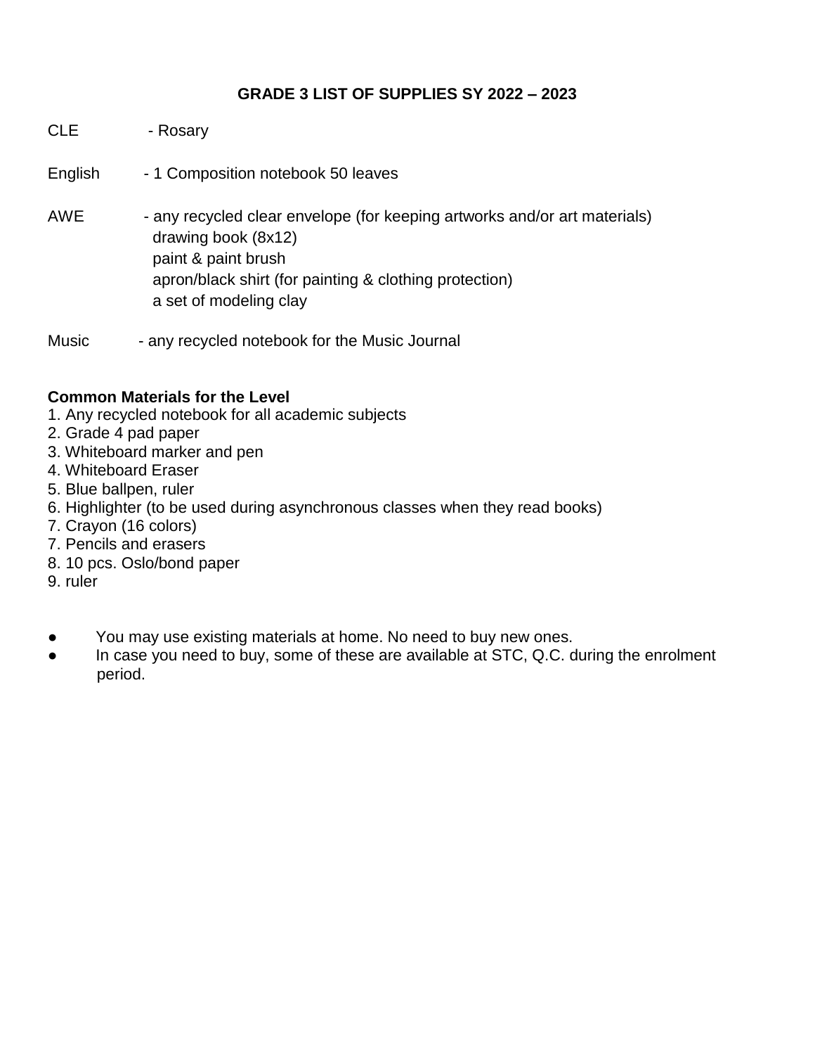# GRADE 3 LIST OF SUPPLIES SY 2022 – 2023

CLE - Rosary

English - 1 Composition notebook 50 leaves

AWE - any recycled clear envelope (for keeping artworks and/or art materials)
drawing book (8x12)
paint & paint brush
apron/black shirt (for painting & clothing protection)
a set of modeling clay

Music - any recycled notebook for the Music Journal

**Common Materials for the Level**

1. Any recycled notebook for all academic subjects
2. Grade 4 pad paper
3. Whiteboard marker and pen
4. Whiteboard Eraser
5. Blue ballpen, ruler
6. Highlighter (to be used during asynchronous classes when they read books)
7. Crayon (16 colors)
7. Pencils and erasers
8. 10 pcs. Oslo/bond paper
9. ruler

- You may use existing materials at home. No need to buy new ones.
- In case you need to buy, some of these are available at STC, Q.C. during the enrolment period.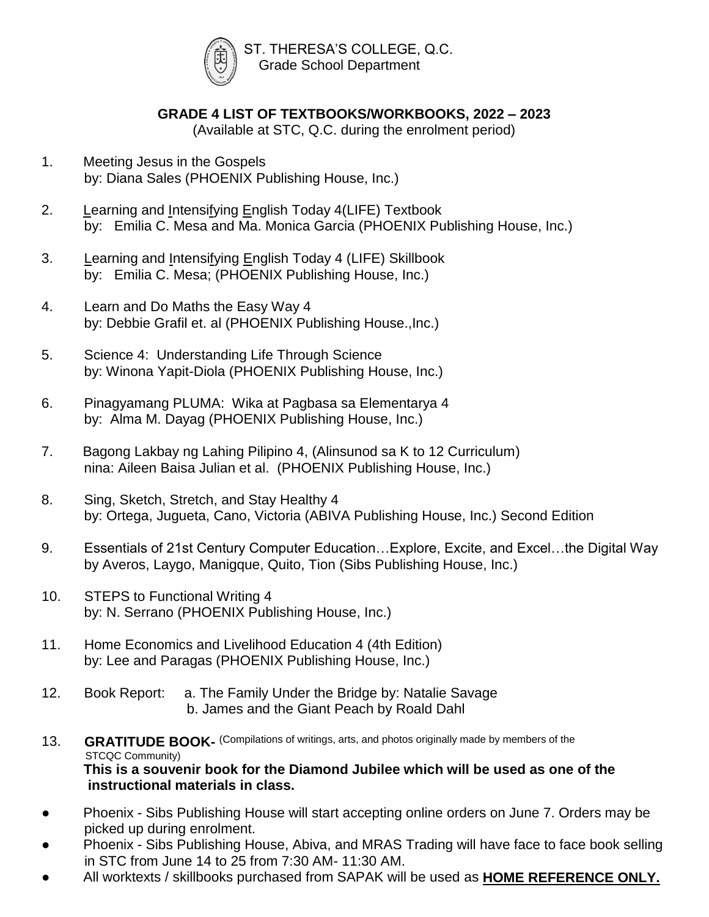ST. THERESA'S COLLEGE, Q.C.
Grade School Department

## GRADE 4 LIST OF TEXTBOOKS/WORKBOOKS, 2022 – 2023

(Available at STC, Q.C. during the enrolment period)

1. Meeting Jesus in the Gospels
   by: Diana Sales (PHOENIX Publishing House, Inc.)

2. Learning and Intensifying English Today 4(LIFE) Textbook
   by: Emilia C. Mesa and Ma. Monica Garcia (PHOENIX Publishing House, Inc.)

3. Learning and Intensifying English Today 4 (LIFE) Skillbook
   by: Emilia C. Mesa; (PHOENIX Publishing House, Inc.)

4. Learn and Do Maths the Easy Way 4
   by: Debbie Grafil et. al (PHOENIX Publishing House.,Inc.)

5. Science 4: Understanding Life Through Science
   by: Winona Yapit-Diola (PHOENIX Publishing House, Inc.)

6. Pinagyamang PLUMA: Wika at Pagbasa sa Elementarya 4
   by: Alma M. Dayag (PHOENIX Publishing House, Inc.)

7. Bagong Lakbay ng Lahing Pilipino 4, (Alinsunod sa K to 12 Curriculum)
   nina: Aileen Baisa Julian et al. (PHOENIX Publishing House, Inc.)

8. Sing, Sketch, Stretch, and Stay Healthy 4
   by: Ortega, Jugueta, Cano, Victoria (ABIVA Publishing House, Inc.) Second Edition

9. Essentials of 21st Century Computer Education…Explore, Excite, and Excel…the Digital Way
   by Averos, Laygo, Manigque, Quito, Tion (Sibs Publishing House, Inc.)

10. STEPS to Functional Writing 4
    by: N. Serrano (PHOENIX Publishing House, Inc.)

11. Home Economics and Livelihood Education 4 (4th Edition)
    by: Lee and Paragas (PHOENIX Publishing House, Inc.)

12. Book Report: a. The Family Under the Bridge by: Natalie Savage
    b. James and the Giant Peach by Roald Dahl

13. **GRATITUDE BOOK-** (Compilations of writings, arts, and photos originally made by members of the STCQC Community)
    **This is a souvenir book for the Diamond Jubilee which will be used as one of the instructional materials in class.**

- Phoenix - Sibs Publishing House will start accepting online orders on June 7. Orders may be picked up during enrolment.
- Phoenix - Sibs Publishing House, Abiva, and MRAS Trading will have face to face book selling in STC from June 14 to 25 from 7:30 AM- 11:30 AM.
- All worktexts / skillbooks purchased from SAPAK will be used as **HOME REFERENCE ONLY.**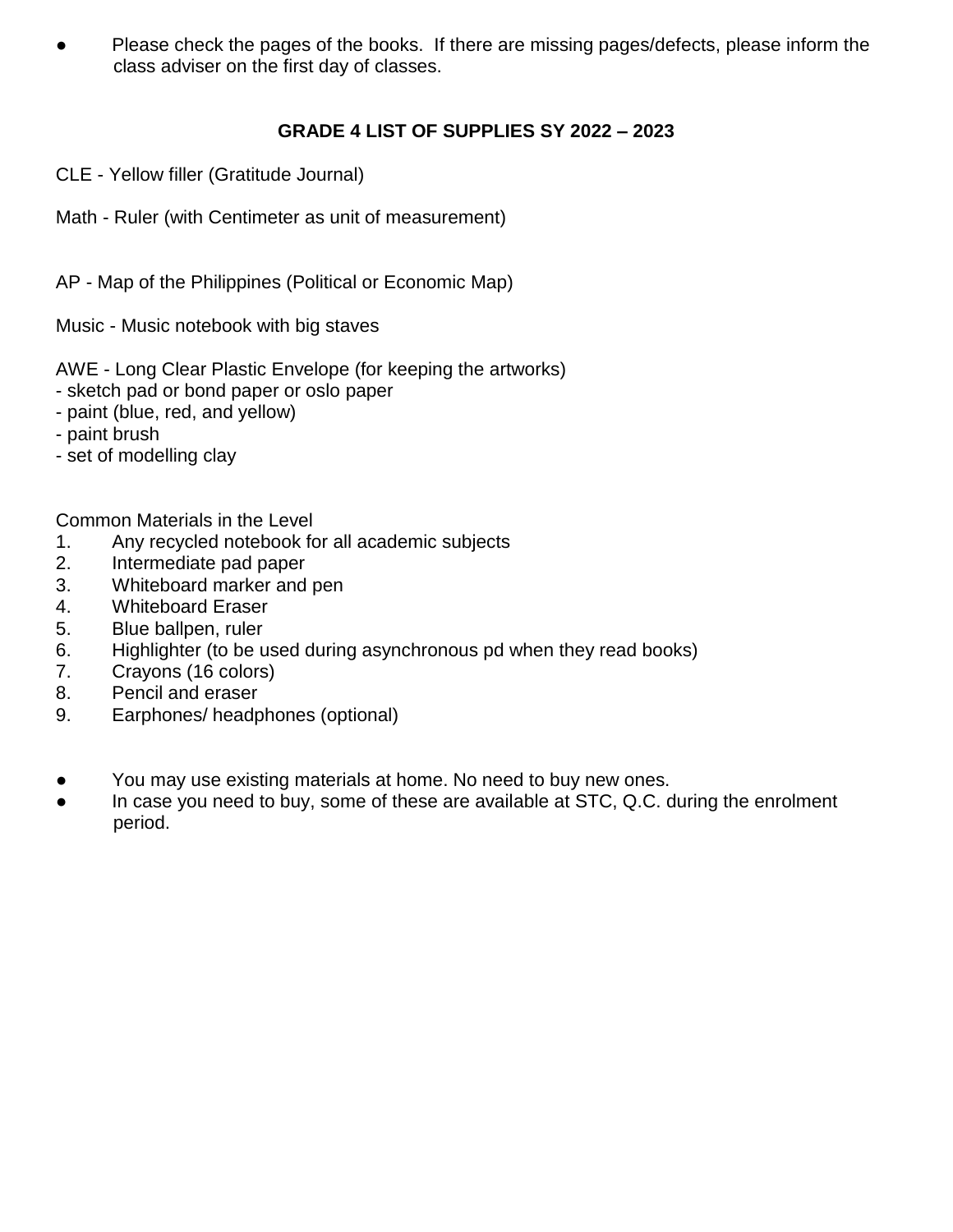- Please check the pages of the books. If there are missing pages/defects, please inform the class adviser on the first day of classes.

## GRADE 4 LIST OF SUPPLIES SY 2022 – 2023

CLE - Yellow filler (Gratitude Journal)

Math - Ruler (with Centimeter as unit of measurement)

AP - Map of the Philippines (Political or Economic Map)

Music - Music notebook with big staves

AWE - Long Clear Plastic Envelope (for keeping the artworks)
- sketch pad or bond paper or oslo paper
- paint (blue, red, and yellow)
- paint brush
- set of modelling clay

Common Materials in the Level

1. Any recycled notebook for all academic subjects
2. Intermediate pad paper
3. Whiteboard marker and pen
4. Whiteboard Eraser
5. Blue ballpen, ruler
6. Highlighter (to be used during asynchronous pd when they read books)
7. Crayons (16 colors)
8. Pencil and eraser
9. Earphones/ headphones (optional)

- You may use existing materials at home. No need to buy new ones.
- In case you need to buy, some of these are available at STC, Q.C. during the enrolment period.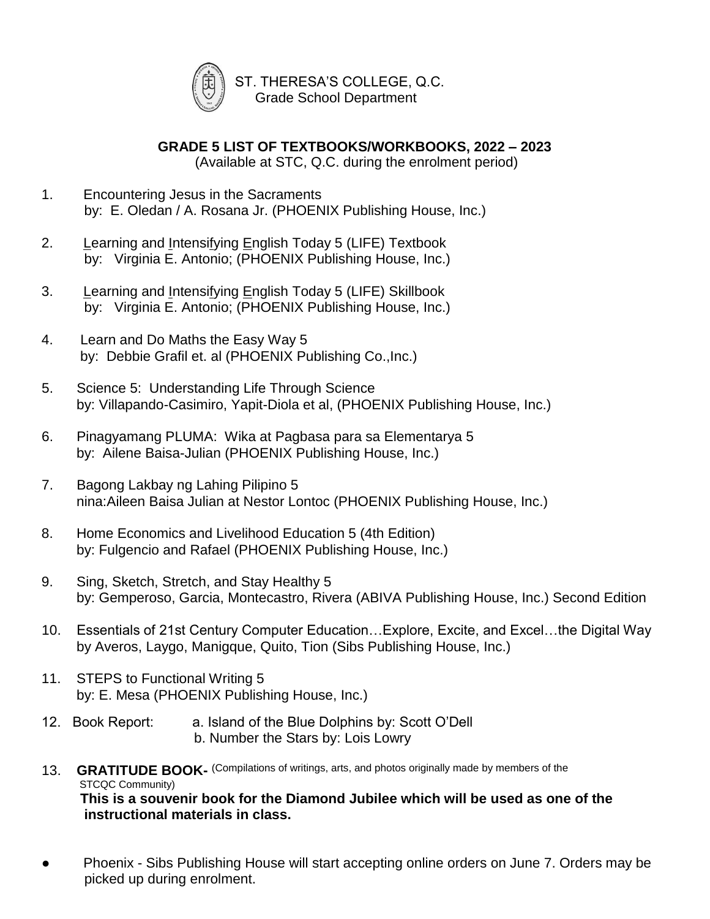ST. THERESA'S COLLEGE, Q.C.
Grade School Department

## GRADE 5 LIST OF TEXTBOOKS/WORKBOOKS, 2022 – 2023

(Available at STC, Q.C. during the enrolment period)

1. Encountering Jesus in the Sacraments
   by: E. Oledan / A. Rosana Jr. (PHOENIX Publishing House, Inc.)

2. Learning and Intensifying English Today 5 (LIFE) Textbook
   by: Virginia E. Antonio; (PHOENIX Publishing House, Inc.)

3. Learning and Intensifying English Today 5 (LIFE) Skillbook
   by: Virginia E. Antonio; (PHOENIX Publishing House, Inc.)

4. Learn and Do Maths the Easy Way 5
   by: Debbie Grafil et. al (PHOENIX Publishing Co.,Inc.)

5. Science 5: Understanding Life Through Science
   by: Villapando-Casimiro, Yapit-Diola et al, (PHOENIX Publishing House, Inc.)

6. Pinagyamang PLUMA: Wika at Pagbasa para sa Elementarya 5
   by: Ailene Baisa-Julian (PHOENIX Publishing House, Inc.)

7. Bagong Lakbay ng Lahing Pilipino 5
   nina:Aileen Baisa Julian at Nestor Lontoc (PHOENIX Publishing House, Inc.)

8. Home Economics and Livelihood Education 5 (4th Edition)
   by: Fulgencio and Rafael (PHOENIX Publishing House, Inc.)

9. Sing, Sketch, Stretch, and Stay Healthy 5
   by: Gemperoso, Garcia, Montecastro, Rivera (ABIVA Publishing House, Inc.) Second Edition

10. Essentials of 21st Century Computer Education…Explore, Excite, and Excel…the Digital Way
    by Averos, Laygo, Manigque, Quito, Tion (Sibs Publishing House, Inc.)

11. STEPS to Functional Writing 5
    by: E. Mesa (PHOENIX Publishing House, Inc.)

12. Book Report:
    a. Island of the Blue Dolphins by: Scott O'Dell
    b. Number the Stars by: Lois Lowry

13. **GRATITUDE BOOK-** (Compilations of writings, arts, and photos originally made by members of the STCQC Community)
    **This is a souvenir book for the Diamond Jubilee which will be used as one of the instructional materials in class.**

- Phoenix - Sibs Publishing House will start accepting online orders on June 7. Orders may be picked up during enrolment.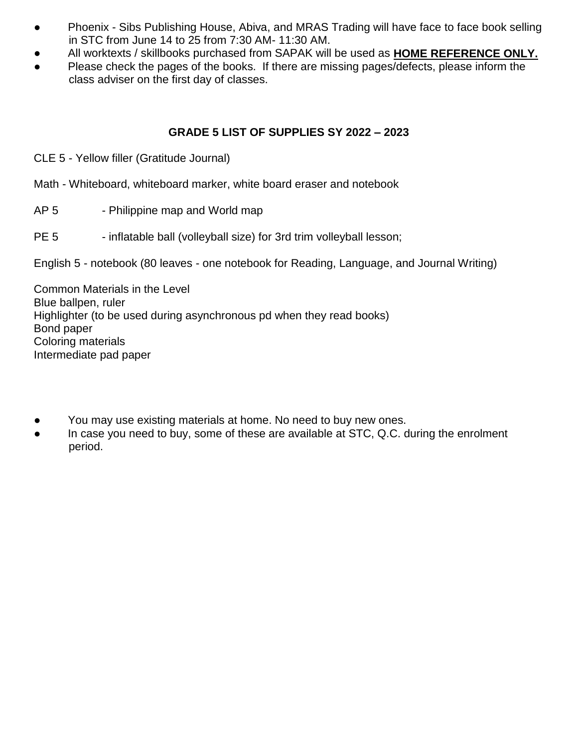- Phoenix - Sibs Publishing House, Abiva, and MRAS Trading will have face to face book selling in STC from June 14 to 25 from 7:30 AM- 11:30 AM.
- All worktexts / skillbooks purchased from SAPAK will be used as **HOME REFERENCE ONLY.**
- Please check the pages of the books. If there are missing pages/defects, please inform the class adviser on the first day of classes.

## GRADE 5 LIST OF SUPPLIES SY 2022 – 2023

CLE 5 - Yellow filler (Gratitude Journal)

Math - Whiteboard, whiteboard marker, white board eraser and notebook

AP 5 - Philippine map and World map

PE 5 - inflatable ball (volleyball size) for 3rd trim volleyball lesson;

English 5 - notebook (80 leaves - one notebook for Reading, Language, and Journal Writing)

Common Materials in the Level
Blue ballpen, ruler
Highlighter (to be used during asynchronous pd when they read books)
Bond paper
Coloring materials
Intermediate pad paper

- You may use existing materials at home. No need to buy new ones.
- In case you need to buy, some of these are available at STC, Q.C. during the enrolment period.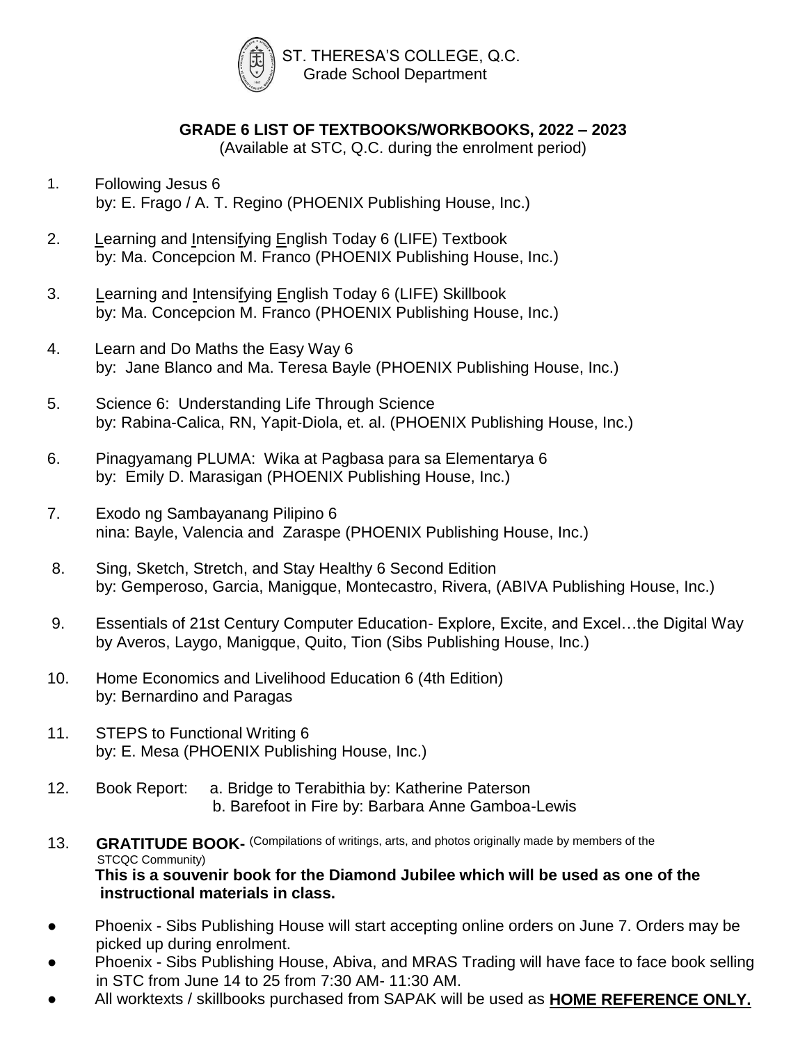ST. THERESA'S COLLEGE, Q.C.
Grade School Department

**GRADE 6 LIST OF TEXTBOOKS/WORKBOOKS, 2022 – 2023**
(Available at STC, Q.C. during the enrolment period)

1. Following Jesus 6
   by: E. Frago / A. T. Regino (PHOENIX Publishing House, Inc.)

2. Learning and Intensifying English Today 6 (LIFE) Textbook
   by: Ma. Concepcion M. Franco (PHOENIX Publishing House, Inc.)

3. Learning and Intensifying English Today 6 (LIFE) Skillbook
   by: Ma. Concepcion M. Franco (PHOENIX Publishing House, Inc.)

4. Learn and Do Maths the Easy Way 6
   by: Jane Blanco and Ma. Teresa Bayle (PHOENIX Publishing House, Inc.)

5. Science 6: Understanding Life Through Science
   by: Rabina-Calica, RN, Yapit-Diola, et. al. (PHOENIX Publishing House, Inc.)

6. Pinagyamang PLUMA: Wika at Pagbasa para sa Elementarya 6
   by: Emily D. Marasigan (PHOENIX Publishing House, Inc.)

7. Exodo ng Sambayanang Pilipino 6
   nina: Bayle, Valencia and Zaraspe (PHOENIX Publishing House, Inc.)

8. Sing, Sketch, Stretch, and Stay Healthy 6 Second Edition
   by: Gemperoso, Garcia, Manigque, Montecastro, Rivera, (ABIVA Publishing House, Inc.)

9. Essentials of 21st Century Computer Education- Explore, Excite, and Excel…the Digital Way
   by Averos, Laygo, Manigque, Quito, Tion (Sibs Publishing House, Inc.)

10. Home Economics and Livelihood Education 6 (4th Edition)
    by: Bernardino and Paragas

11. STEPS to Functional Writing 6
    by: E. Mesa (PHOENIX Publishing House, Inc.)

12. Book Report: a. Bridge to Terabithia by: Katherine Paterson
    b. Barefoot in Fire by: Barbara Anne Gamboa-Lewis

13. **GRATITUDE BOOK-** (Compilations of writings, arts, and photos originally made by members of the STCQC Community)
    **This is a souvenir book for the Diamond Jubilee which will be used as one of the instructional materials in class.**

- Phoenix - Sibs Publishing House will start accepting online orders on June 7. Orders may be picked up during enrolment.
- Phoenix - Sibs Publishing House, Abiva, and MRAS Trading will have face to face book selling in STC from June 14 to 25 from 7:30 AM- 11:30 AM.
- All worktexts / skillbooks purchased from SAPAK will be used as **HOME REFERENCE ONLY.**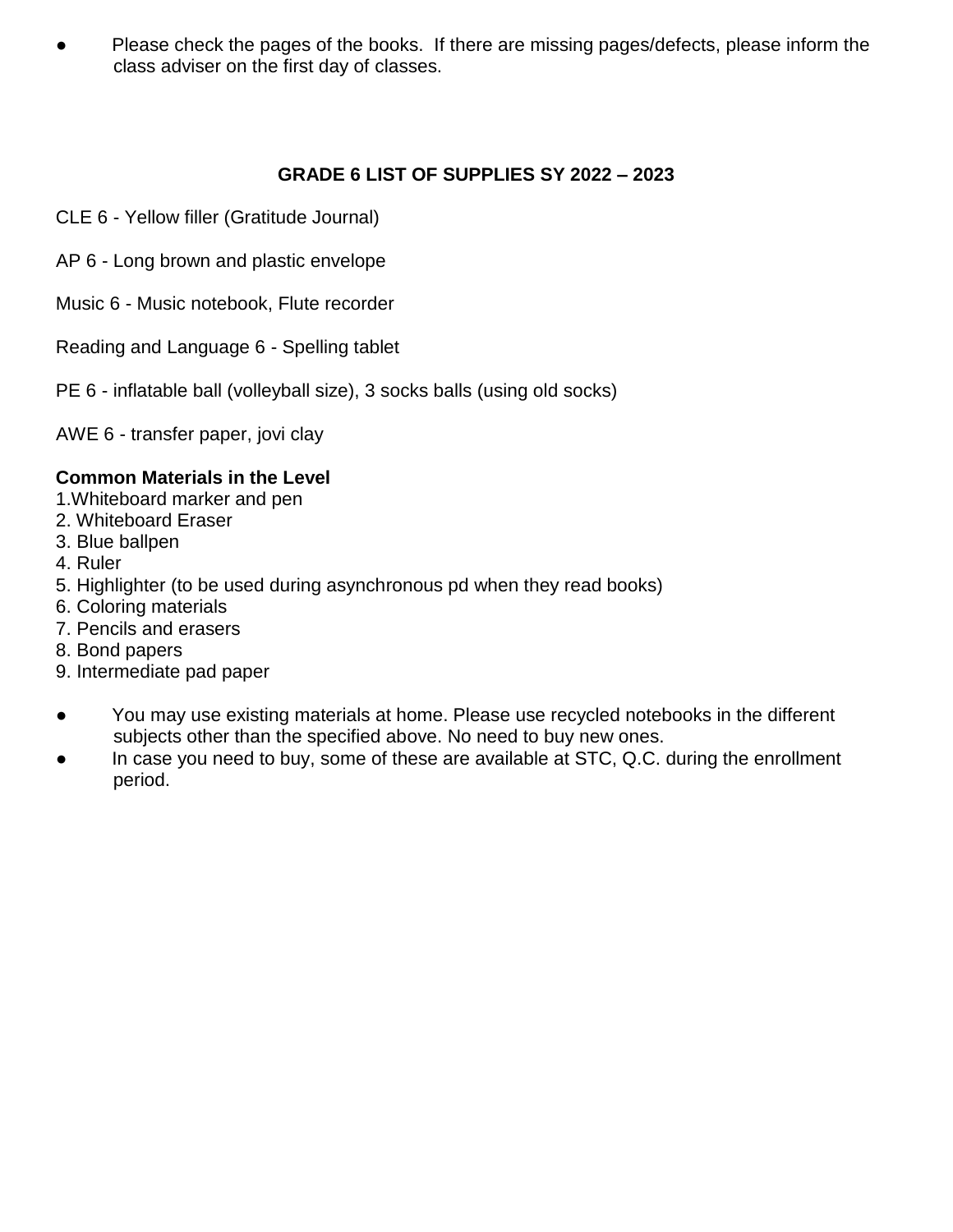- Please check the pages of the books. If there are missing pages/defects, please inform the class adviser on the first day of classes.

## GRADE 6 LIST OF SUPPLIES SY 2022 – 2023

CLE 6 - Yellow filler (Gratitude Journal)

AP 6 - Long brown and plastic envelope

Music 6 - Music notebook, Flute recorder

Reading and Language 6 - Spelling tablet

PE 6 - inflatable ball (volleyball size), 3 socks balls (using old socks)

AWE 6 - transfer paper, jovi clay

**Common Materials in the Level**

1. Whiteboard marker and pen
2. Whiteboard Eraser
3. Blue ballpen
4. Ruler
5. Highlighter (to be used during asynchronous pd when they read books)
6. Coloring materials
7. Pencils and erasers
8. Bond papers
9. Intermediate pad paper

- You may use existing materials at home. Please use recycled notebooks in the different subjects other than the specified above. No need to buy new ones.
- In case you need to buy, some of these are available at STC, Q.C. during the enrollment period.